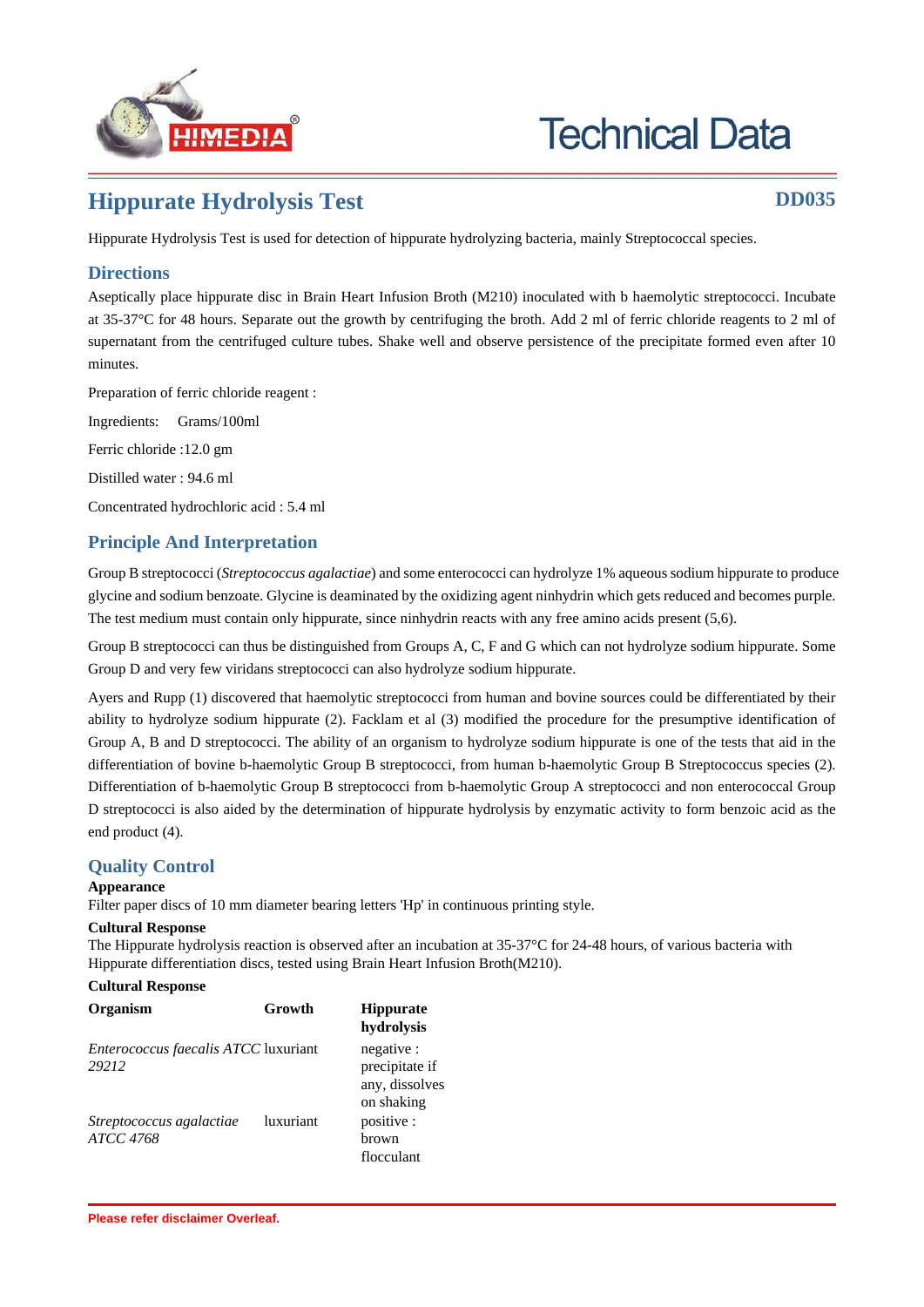# Technical Data

## Hippurate Hydrolysis Test

**DD035**

Hippurate Hydrolysis Test is used for detection of hippurate hydrolyzing bacteria, mainly Streptococcal species.

## Directions

Aseptically place hippurate disc in Brain Heart Infusion Broth (M210) inoculated with b haemolytic streptococci. Incubate at 35-37°C for 48 hours. Separate out the growth by centrifuging the broth. Add 2 ml of ferric chloride reagents to 2 ml of supernatant from the centrifuged culture tubes. Shake well and observe persistence of the precipitate formed even after 10 minutes.

Preparation of ferric chloride reagent :

Ingredients: Grams/100ml

Ferric chloride :12.0 gm

Distilled water : 94.6 ml

Concentrated hydrochloric acid : 5.4 ml

## Principle And Interpretation

Group B streptococci (*Streptococcus agalactiae*) and some enterococci can hydrolyze 1% aqueous sodium hippurate to produce glycine and sodium benzoate. Glycine is deaminated by the oxidizing agent ninhydrin which gets reduced and becomes purple. The test medium must contain only hippurate, since ninhydrin reacts with any free amino acids present (5,6).

Group B streptococci can thus be distinguished from Groups A, C, F and G which can not hydrolyze sodium hippurate. Some Group D and very few viridans streptococci can also hydrolyze sodium hippurate.

Ayers and Rupp (1) discovered that haemolytic streptococci from human and bovine sources could be differentiated by their ability to hydrolyze sodium hippurate (2). Facklam et al (3) modified the procedure for the presumptive identification of Group A, B and D streptococci. The ability of an organism to hydrolyze sodium hippurate is one of the tests that aid in the differentiation of bovine b-haemolytic Group B streptococci, from human b-haemolytic Group B Streptococcus species (2). Differentiation of b-haemolytic Group B streptococci from b-haemolytic Group A streptococci and non enterococcal Group D streptococci is also aided by the determination of hippurate hydrolysis by enzymatic activity to form benzoic acid as the end product (4).

## Quality Control

**Appearance**

Filter paper discs of 10 mm diameter bearing letters 'Hp' in continuous printing style.

**Cultural Response**

The Hippurate hydrolysis reaction is observed after an incubation at 35-37°C for 24-48 hours, of various bacteria with Hippurate differentiation discs, tested using Brain Heart Infusion Broth(M210).

**Cultural Response**

| Organism | Growth | Hippurate hydrolysis |
|---|---|---|
| *Enterococcus faecalis ATCC 29212* | luxuriant | negative : precipitate if any, dissolves on shaking |
| *Streptococcus agalactiae ATCC 4768* | luxuriant | positive : brown flocculant |

**Please refer disclaimer Overleaf.**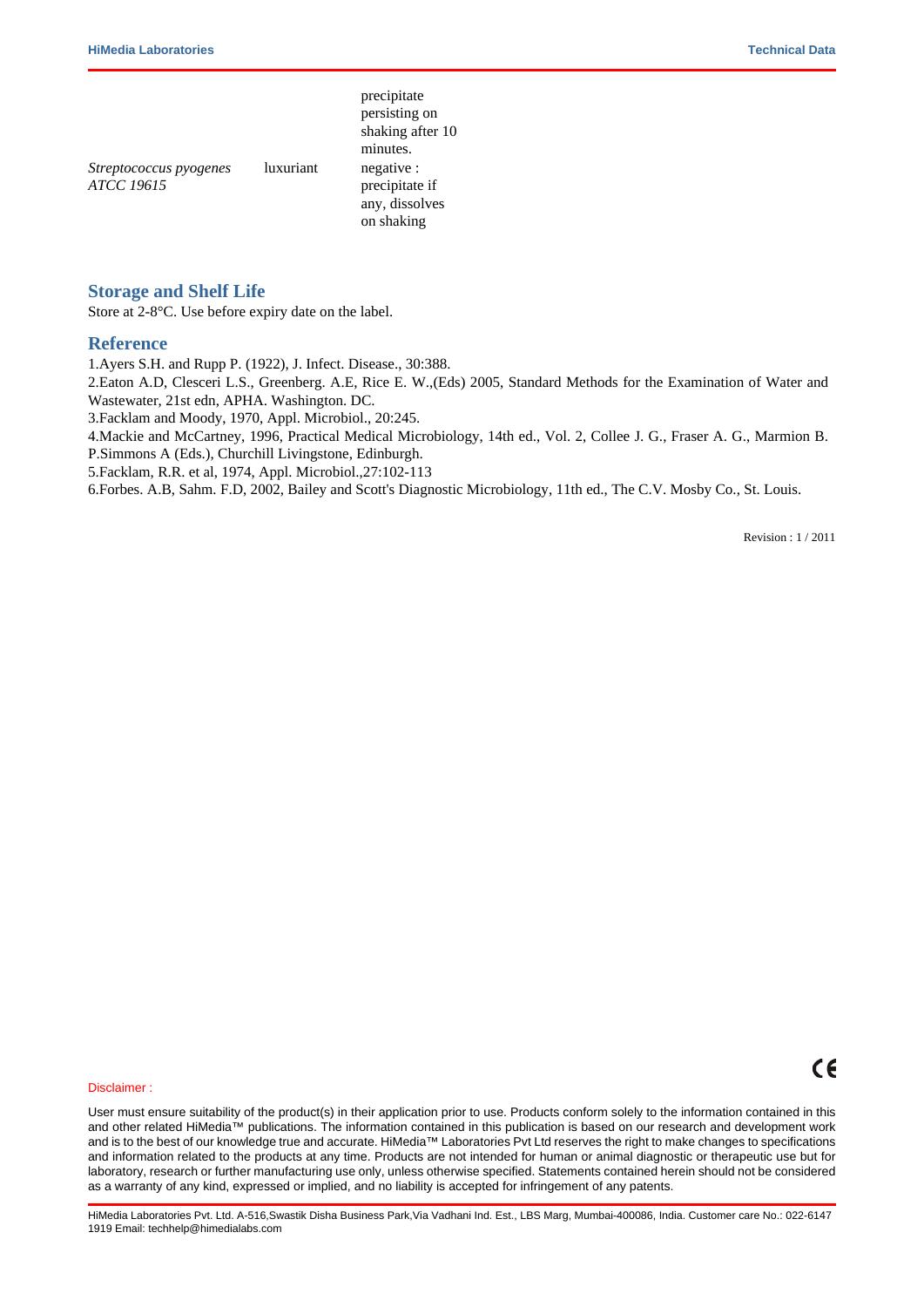| | | |
|---|---|---|
| | | precipitate persisting on shaking after 10 minutes. |
| *Streptococcus pyogenes ATCC 19615* | luxuriant | negative : precipitate if any, dissolves on shaking |

## Storage and Shelf Life

Store at 2-8°C. Use before expiry date on the label.

## Reference

1.Ayers S.H. and Rupp P. (1922), J. Infect. Disease., 30:388.
2.Eaton A.D, Clesceri L.S., Greenberg. A.E, Rice E. W.,(Eds) 2005, Standard Methods for the Examination of Water and Wastewater, 21st edn, APHA. Washington. DC.
3.Facklam and Moody, 1970, Appl. Microbiol., 20:245.
4.Mackie and McCartney, 1996, Practical Medical Microbiology, 14th ed., Vol. 2, Collee J. G., Fraser A. G., Marmion B. P.Simmons A (Eds.), Churchill Livingstone, Edinburgh.
5.Facklam, R.R. et al, 1974, Appl. Microbiol.,27:102-113
6.Forbes. A.B, Sahm. F.D, 2002, Bailey and Scott's Diagnostic Microbiology, 11th ed., The C.V. Mosby Co., St. Louis.

Revision : 1 / 2011

Disclaimer :

User must ensure suitability of the product(s) in their application prior to use. Products conform solely to the information contained in this and other related HiMedia™ publications. The information contained in this publication is based on our research and development work and is to the best of our knowledge true and accurate. HiMedia™ Laboratories Pvt Ltd reserves the right to make changes to specifications and information related to the products at any time. Products are not intended for human or animal diagnostic or therapeutic use but for laboratory, research or further manufacturing use only, unless otherwise specified. Statements contained herein should not be considered as a warranty of any kind, expressed or implied, and no liability is accepted for infringement of any patents.

HiMedia Laboratories Pvt. Ltd. A-516,Swastik Disha Business Park,Via Vadhani Ind. Est., LBS Marg, Mumbai-400086, India. Customer care No.: 022-6147 1919 Email: techhelp@himedialabs.com